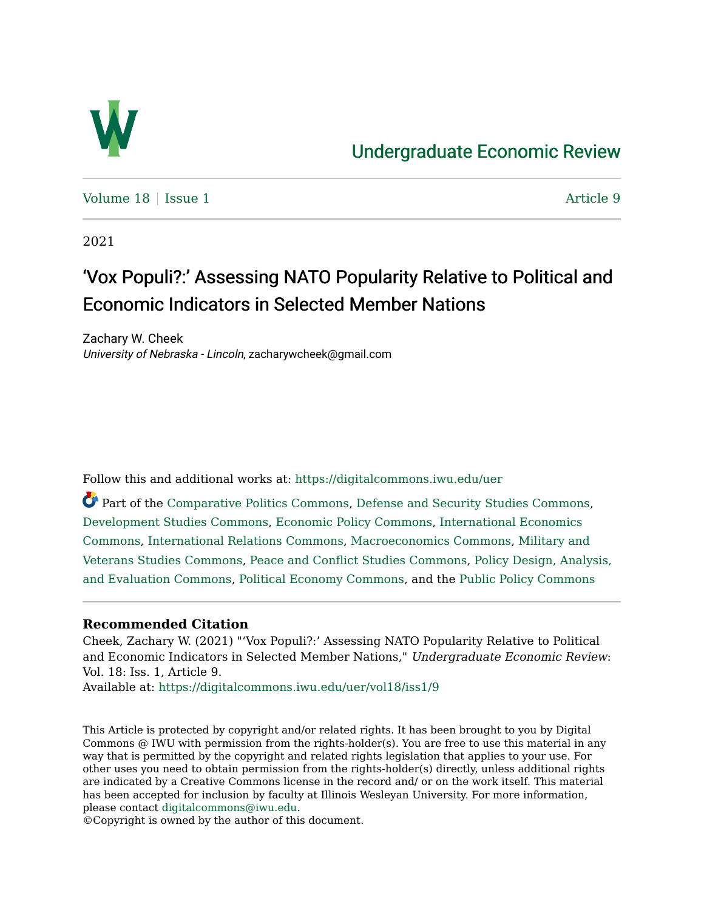# Undergraduate Economic Review

Volume 18 | Issue 1 Article 9

2021

## 'Vox Populi?:' Assessing NATO Popularity Relative to Political and Economic Indicators in Selected Member Nations

Zachary W. Cheek
*University of Nebraska - Lincoln*, zacharywcheek@gmail.com

Follow this and additional works at: https://digitalcommons.iwu.edu/uer

Part of the Comparative Politics Commons, Defense and Security Studies Commons, Development Studies Commons, Economic Policy Commons, International Economics Commons, International Relations Commons, Macroeconomics Commons, Military and Veterans Studies Commons, Peace and Conflict Studies Commons, Policy Design, Analysis, and Evaluation Commons, Political Economy Commons, and the Public Policy Commons

**Recommended Citation**

Cheek, Zachary W. (2021) "'Vox Populi?:' Assessing NATO Popularity Relative to Political and Economic Indicators in Selected Member Nations," *Undergraduate Economic Review*: Vol. 18: Iss. 1, Article 9.
Available at: https://digitalcommons.iwu.edu/uer/vol18/iss1/9

This Article is protected by copyright and/or related rights. It has been brought to you by Digital Commons @ IWU with permission from the rights-holder(s). You are free to use this material in any way that is permitted by the copyright and related rights legislation that applies to your use. For other uses you need to obtain permission from the rights-holder(s) directly, unless additional rights are indicated by a Creative Commons license in the record and/ or on the work itself. This material has been accepted for inclusion by faculty at Illinois Wesleyan University. For more information, please contact digitalcommons@iwu.edu.
©Copyright is owned by the author of this document.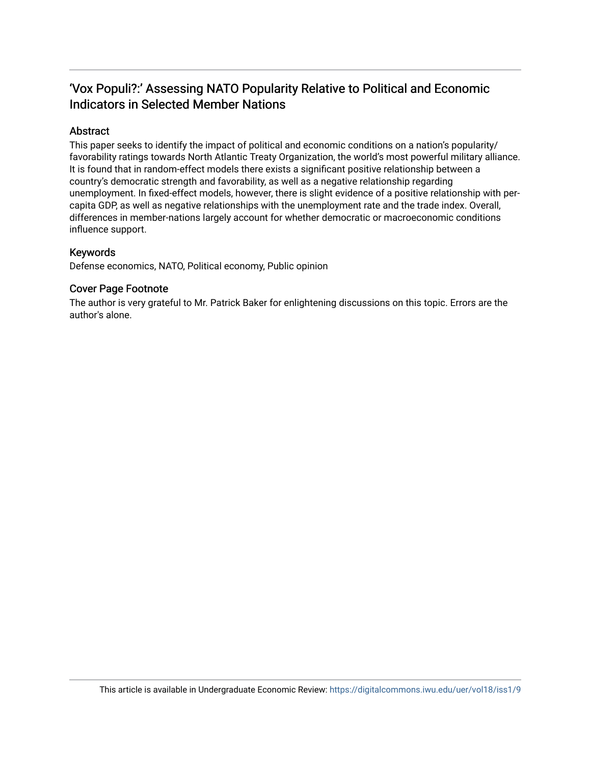# 'Vox Populi?:' Assessing NATO Popularity Relative to Political and Economic Indicators in Selected Member Nations

## Abstract

This paper seeks to identify the impact of political and economic conditions on a nation's popularity/favorability ratings towards North Atlantic Treaty Organization, the world's most powerful military alliance. It is found that in random-effect models there exists a significant positive relationship between a country's democratic strength and favorability, as well as a negative relationship regarding unemployment. In fixed-effect models, however, there is slight evidence of a positive relationship with per-capita GDP, as well as negative relationships with the unemployment rate and the trade index. Overall, differences in member-nations largely account for whether democratic or macroeconomic conditions influence support.

## Keywords

Defense economics, NATO, Political economy, Public opinion

## Cover Page Footnote

The author is very grateful to Mr. Patrick Baker for enlightening discussions on this topic. Errors are the author's alone.

This article is available in Undergraduate Economic Review: https://digitalcommons.iwu.edu/uer/vol18/iss1/9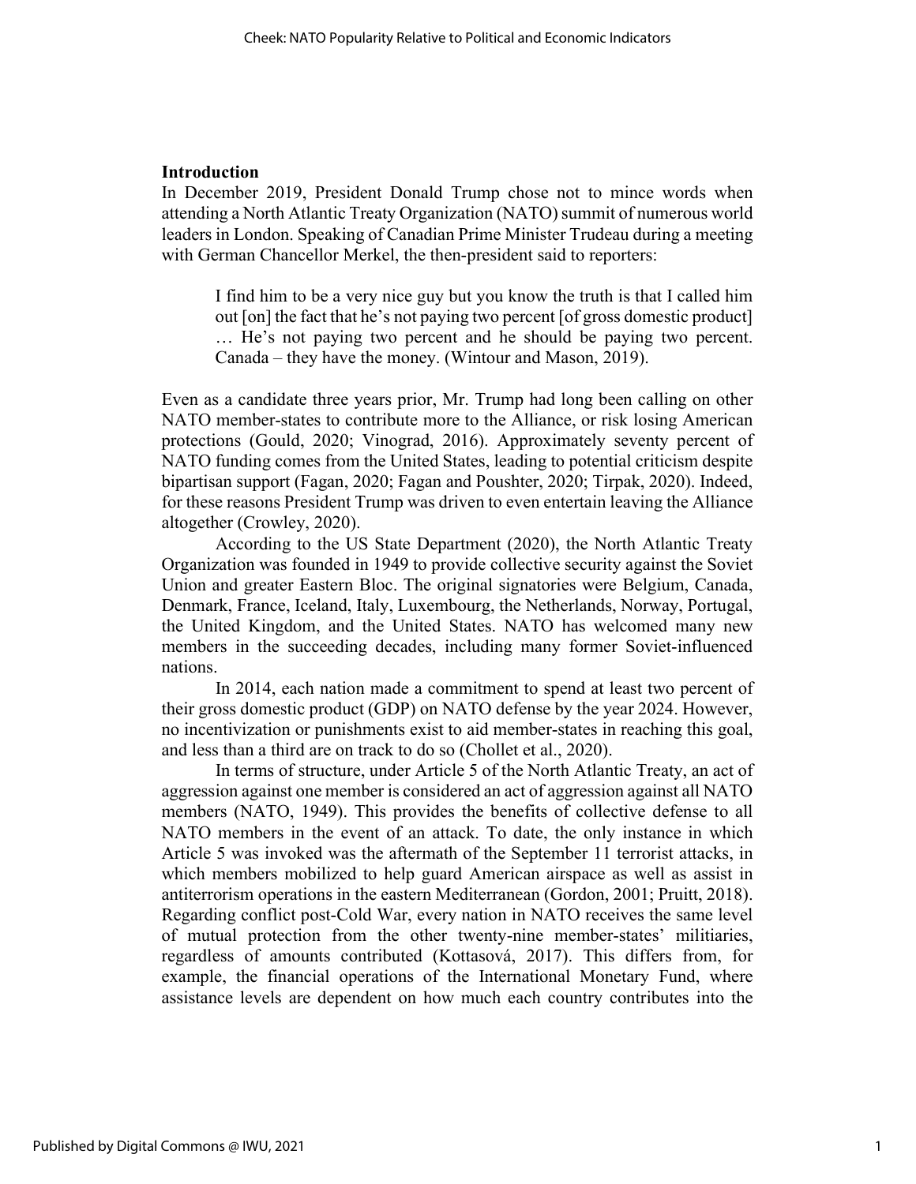## Introduction

In December 2019, President Donald Trump chose not to mince words when attending a North Atlantic Treaty Organization (NATO) summit of numerous world leaders in London. Speaking of Canadian Prime Minister Trudeau during a meeting with German Chancellor Merkel, the then-president said to reporters:

> I find him to be a very nice guy but you know the truth is that I called him out [on] the fact that he's not paying two percent [of gross domestic product] … He's not paying two percent and he should be paying two percent. Canada – they have the money. (Wintour and Mason, 2019).

Even as a candidate three years prior, Mr. Trump had long been calling on other NATO member-states to contribute more to the Alliance, or risk losing American protections (Gould, 2020; Vinograd, 2016). Approximately seventy percent of NATO funding comes from the United States, leading to potential criticism despite bipartisan support (Fagan, 2020; Fagan and Poushter, 2020; Tirpak, 2020). Indeed, for these reasons President Trump was driven to even entertain leaving the Alliance altogether (Crowley, 2020).

According to the US State Department (2020), the North Atlantic Treaty Organization was founded in 1949 to provide collective security against the Soviet Union and greater Eastern Bloc. The original signatories were Belgium, Canada, Denmark, France, Iceland, Italy, Luxembourg, the Netherlands, Norway, Portugal, the United Kingdom, and the United States. NATO has welcomed many new members in the succeeding decades, including many former Soviet-influenced nations.

In 2014, each nation made a commitment to spend at least two percent of their gross domestic product (GDP) on NATO defense by the year 2024. However, no incentivization or punishments exist to aid member-states in reaching this goal, and less than a third are on track to do so (Chollet et al., 2020).

In terms of structure, under Article 5 of the North Atlantic Treaty, an act of aggression against one member is considered an act of aggression against all NATO members (NATO, 1949). This provides the benefits of collective defense to all NATO members in the event of an attack. To date, the only instance in which Article 5 was invoked was the aftermath of the September 11 terrorist attacks, in which members mobilized to help guard American airspace as well as assist in antiterrorism operations in the eastern Mediterranean (Gordon, 2001; Pruitt, 2018). Regarding conflict post-Cold War, every nation in NATO receives the same level of mutual protection from the other twenty-nine member-states' militiaries, regardless of amounts contributed (Kottasová, 2017). This differs from, for example, the financial operations of the International Monetary Fund, where assistance levels are dependent on how much each country contributes into the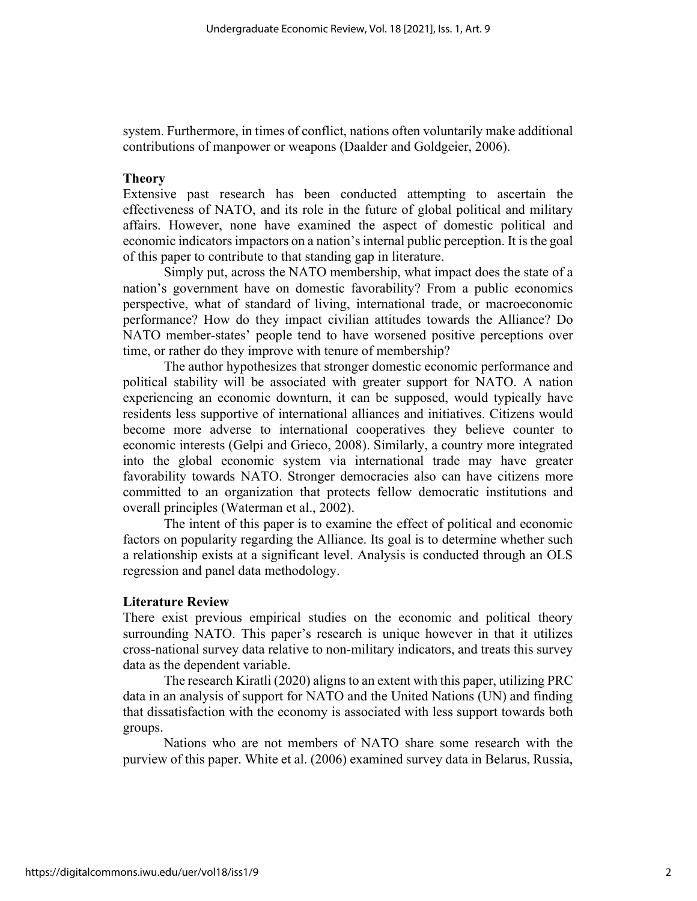system. Furthermore, in times of conflict, nations often voluntarily make additional contributions of manpower or weapons (Daalder and Goldgeier, 2006).

**Theory**

Extensive past research has been conducted attempting to ascertain the effectiveness of NATO, and its role in the future of global political and military affairs. However, none have examined the aspect of domestic political and economic indicators impactors on a nation's internal public perception. It is the goal of this paper to contribute to that standing gap in literature.

Simply put, across the NATO membership, what impact does the state of a nation's government have on domestic favorability? From a public economics perspective, what of standard of living, international trade, or macroeconomic performance? How do they impact civilian attitudes towards the Alliance? Do NATO member-states' people tend to have worsened positive perceptions over time, or rather do they improve with tenure of membership?

The author hypothesizes that stronger domestic economic performance and political stability will be associated with greater support for NATO. A nation experiencing an economic downturn, it can be supposed, would typically have residents less supportive of international alliances and initiatives. Citizens would become more adverse to international cooperatives they believe counter to economic interests (Gelpi and Grieco, 2008). Similarly, a country more integrated into the global economic system via international trade may have greater favorability towards NATO. Stronger democracies also can have citizens more committed to an organization that protects fellow democratic institutions and overall principles (Waterman et al., 2002).

The intent of this paper is to examine the effect of political and economic factors on popularity regarding the Alliance. Its goal is to determine whether such a relationship exists at a significant level. Analysis is conducted through an OLS regression and panel data methodology.

**Literature Review**

There exist previous empirical studies on the economic and political theory surrounding NATO. This paper's research is unique however in that it utilizes cross-national survey data relative to non-military indicators, and treats this survey data as the dependent variable.

The research Kiratli (2020) aligns to an extent with this paper, utilizing PRC data in an analysis of support for NATO and the United Nations (UN) and finding that dissatisfaction with the economy is associated with less support towards both groups.

Nations who are not members of NATO share some research with the purview of this paper. White et al. (2006) examined survey data in Belarus, Russia,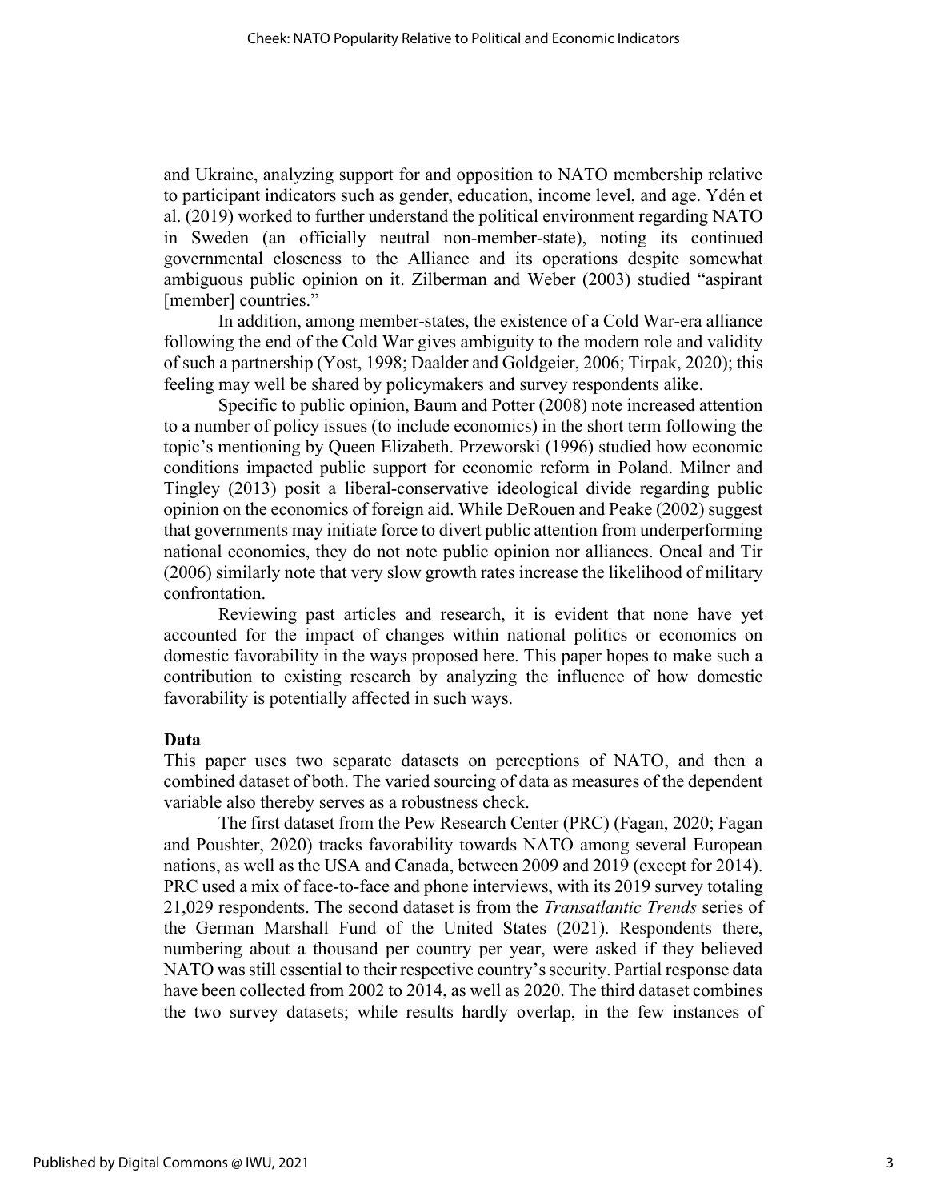and Ukraine, analyzing support for and opposition to NATO membership relative to participant indicators such as gender, education, income level, and age. Ydén et al. (2019) worked to further understand the political environment regarding NATO in Sweden (an officially neutral non-member-state), noting its continued governmental closeness to the Alliance and its operations despite somewhat ambiguous public opinion on it. Zilberman and Weber (2003) studied "aspirant [member] countries."

In addition, among member-states, the existence of a Cold War-era alliance following the end of the Cold War gives ambiguity to the modern role and validity of such a partnership (Yost, 1998; Daalder and Goldgeier, 2006; Tirpak, 2020); this feeling may well be shared by policymakers and survey respondents alike.

Specific to public opinion, Baum and Potter (2008) note increased attention to a number of policy issues (to include economics) in the short term following the topic's mentioning by Queen Elizabeth. Przeworski (1996) studied how economic conditions impacted public support for economic reform in Poland. Milner and Tingley (2013) posit a liberal-conservative ideological divide regarding public opinion on the economics of foreign aid. While DeRouen and Peake (2002) suggest that governments may initiate force to divert public attention from underperforming national economies, they do not note public opinion nor alliances. Oneal and Tir (2006) similarly note that very slow growth rates increase the likelihood of military confrontation.

Reviewing past articles and research, it is evident that none have yet accounted for the impact of changes within national politics or economics on domestic favorability in the ways proposed here. This paper hopes to make such a contribution to existing research by analyzing the influence of how domestic favorability is potentially affected in such ways.

**Data**

This paper uses two separate datasets on perceptions of NATO, and then a combined dataset of both. The varied sourcing of data as measures of the dependent variable also thereby serves as a robustness check.

The first dataset from the Pew Research Center (PRC) (Fagan, 2020; Fagan and Poushter, 2020) tracks favorability towards NATO among several European nations, as well as the USA and Canada, between 2009 and 2019 (except for 2014). PRC used a mix of face-to-face and phone interviews, with its 2019 survey totaling 21,029 respondents. The second dataset is from the *Transatlantic Trends* series of the German Marshall Fund of the United States (2021). Respondents there, numbering about a thousand per country per year, were asked if they believed NATO was still essential to their respective country's security. Partial response data have been collected from 2002 to 2014, as well as 2020. The third dataset combines the two survey datasets; while results hardly overlap, in the few instances of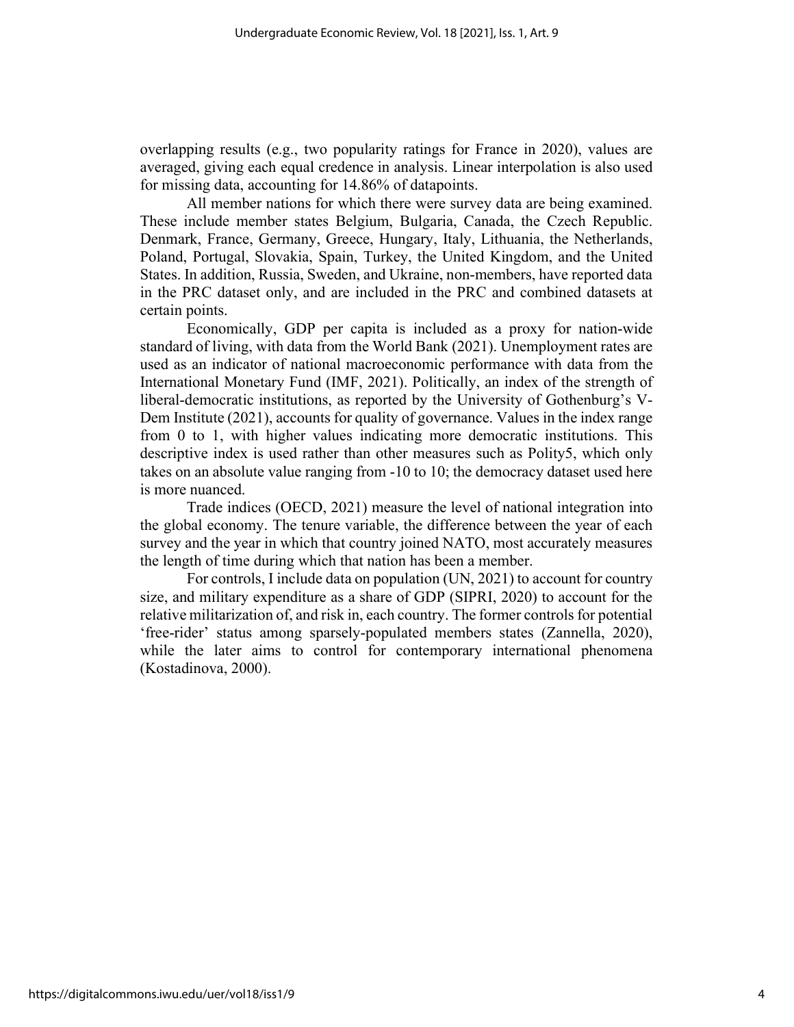overlapping results (e.g., two popularity ratings for France in 2020), values are averaged, giving each equal credence in analysis. Linear interpolation is also used for missing data, accounting for 14.86% of datapoints.

All member nations for which there were survey data are being examined. These include member states Belgium, Bulgaria, Canada, the Czech Republic. Denmark, France, Germany, Greece, Hungary, Italy, Lithuania, the Netherlands, Poland, Portugal, Slovakia, Spain, Turkey, the United Kingdom, and the United States. In addition, Russia, Sweden, and Ukraine, non-members, have reported data in the PRC dataset only, and are included in the PRC and combined datasets at certain points.

Economically, GDP per capita is included as a proxy for nation-wide standard of living, with data from the World Bank (2021). Unemployment rates are used as an indicator of national macroeconomic performance with data from the International Monetary Fund (IMF, 2021). Politically, an index of the strength of liberal-democratic institutions, as reported by the University of Gothenburg's V-Dem Institute (2021), accounts for quality of governance. Values in the index range from 0 to 1, with higher values indicating more democratic institutions. This descriptive index is used rather than other measures such as Polity5, which only takes on an absolute value ranging from -10 to 10; the democracy dataset used here is more nuanced.

Trade indices (OECD, 2021) measure the level of national integration into the global economy. The tenure variable, the difference between the year of each survey and the year in which that country joined NATO, most accurately measures the length of time during which that nation has been a member.

For controls, I include data on population (UN, 2021) to account for country size, and military expenditure as a share of GDP (SIPRI, 2020) to account for the relative militarization of, and risk in, each country. The former controls for potential 'free-rider' status among sparsely-populated members states (Zannella, 2020), while the later aims to control for contemporary international phenomena (Kostadinova, 2000).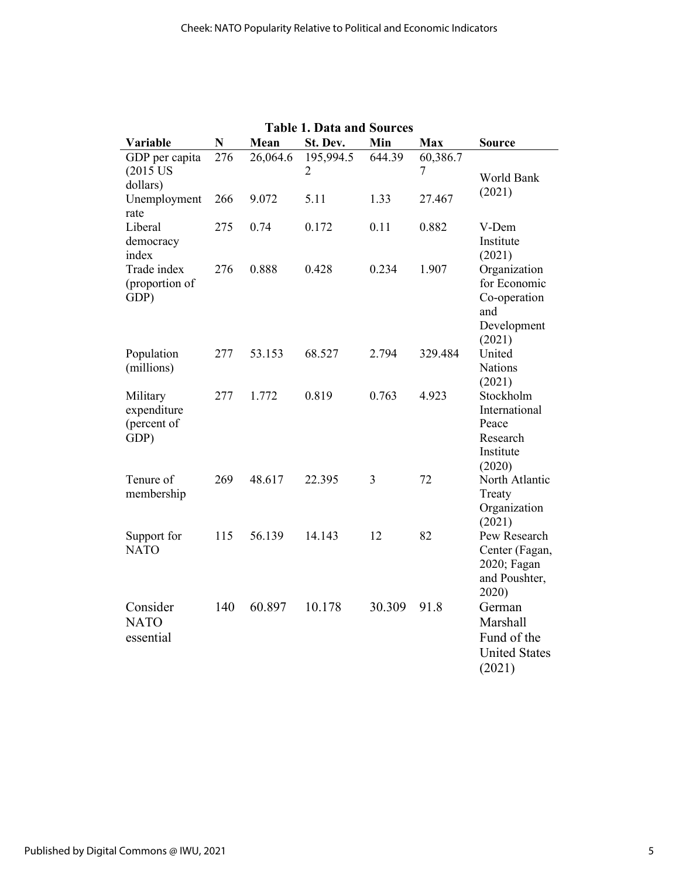**Table 1. Data and Sources**

| Variable | N | Mean | St. Dev. | Min | Max | Source |
|---|---|---|---|---|---|---|
| GDP per capita (2015 US dollars) | 276 | 26,064.6 | 195,994.52 | 644.39 | 60,386.77 | World Bank (2021) |
| Unemployment rate | 266 | 9.072 | 5.11 | 1.33 | 27.467 | |
| Liberal democracy index | 275 | 0.74 | 0.172 | 0.11 | 0.882 | V-Dem Institute (2021) |
| Trade index (proportion of GDP) | 276 | 0.888 | 0.428 | 0.234 | 1.907 | Organization for Economic Co-operation and Development (2021) |
| Population (millions) | 277 | 53.153 | 68.527 | 2.794 | 329.484 | United Nations (2021) |
| Military expenditure (percent of GDP) | 277 | 1.772 | 0.819 | 0.763 | 4.923 | Stockholm International Peace Research Institute (2020) |
| Tenure of membership | 269 | 48.617 | 22.395 | 3 | 72 | North Atlantic Treaty Organization (2021) |
| Support for NATO | 115 | 56.139 | 14.143 | 12 | 82 | Pew Research Center (Fagan, 2020; Fagan and Poushter, 2020) |
| Consider NATO essential | 140 | 60.897 | 10.178 | 30.309 | 91.8 | German Marshall Fund of the United States (2021) |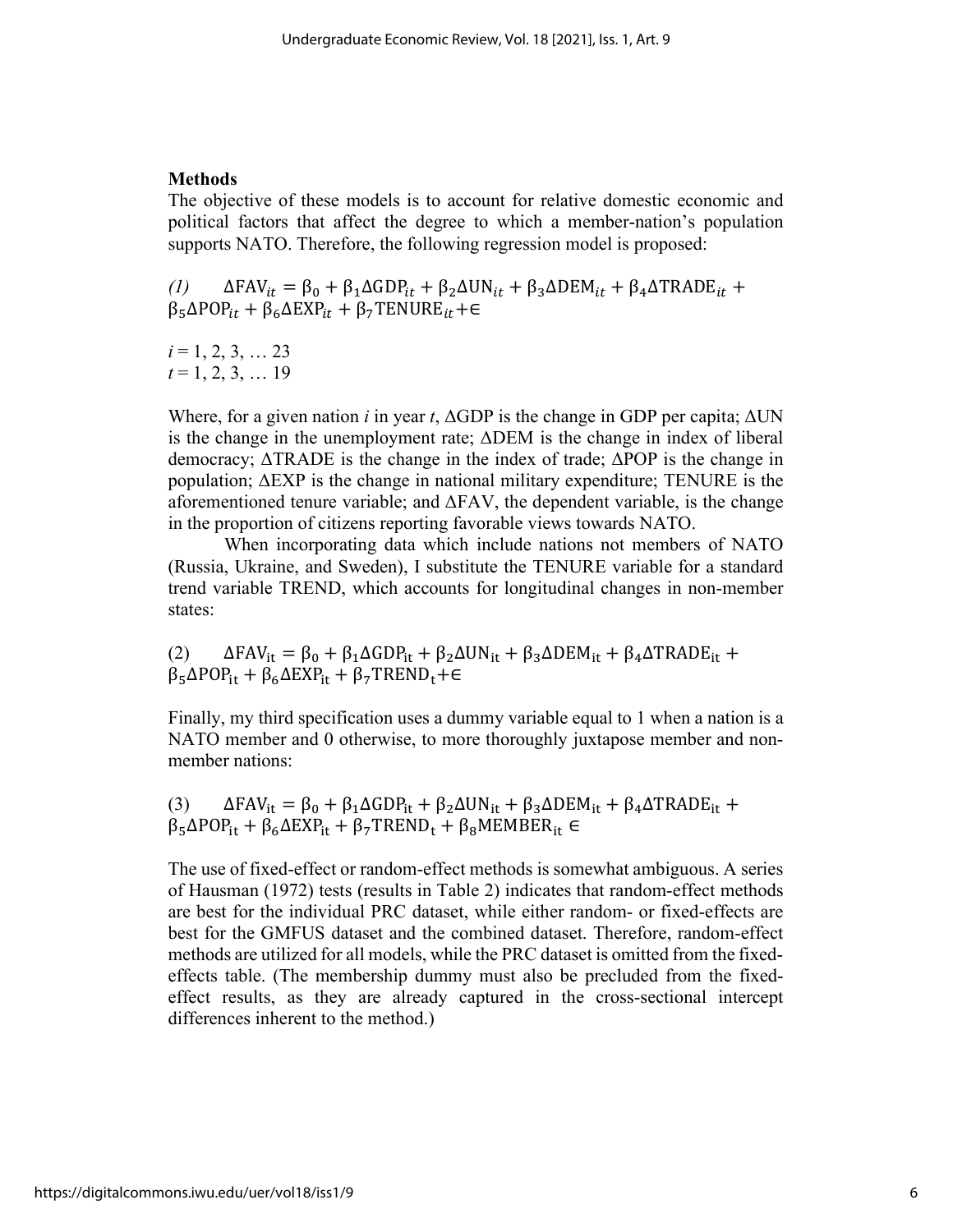## Methods

The objective of these models is to account for relative domestic economic and political factors that affect the degree to which a member-nation's population supports NATO. Therefore, the following regression model is proposed:

$$(1) \quad \Delta\text{FAV}_{it} = \beta_0 + \beta_1\Delta\text{GDP}_{it} + \beta_2\Delta\text{UN}_{it} + \beta_3\Delta\text{DEM}_{it} + \beta_4\Delta\text{TRADE}_{it} + \beta_5\Delta\text{POP}_{it} + \beta_6\Delta\text{EXP}_{it} + \beta_7\text{TENURE}_{it} + \in$$

$i = 1, 2, 3, \ldots 23$
$t = 1, 2, 3, \ldots 19$

Where, for a given nation *i* in year *t*, ΔGDP is the change in GDP per capita; ΔUN is the change in the unemployment rate; ΔDEM is the change in index of liberal democracy; ΔTRADE is the change in the index of trade; ΔPOP is the change in population; ΔEXP is the change in national military expenditure; TENURE is the aforementioned tenure variable; and ΔFAV, the dependent variable, is the change in the proportion of citizens reporting favorable views towards NATO.

When incorporating data which include nations not members of NATO (Russia, Ukraine, and Sweden), I substitute the TENURE variable for a standard trend variable TREND, which accounts for longitudinal changes in non-member states:

$$(2) \quad \Delta\text{FAV}_{it} = \beta_0 + \beta_1\Delta\text{GDP}_{it} + \beta_2\Delta\text{UN}_{it} + \beta_3\Delta\text{DEM}_{it} + \beta_4\Delta\text{TRADE}_{it} + \beta_5\Delta\text{POP}_{it} + \beta_6\Delta\text{EXP}_{it} + \beta_7\text{TREND}_{t} + \in$$

Finally, my third specification uses a dummy variable equal to 1 when a nation is a NATO member and 0 otherwise, to more thoroughly juxtapose member and non-member nations:

$$(3) \quad \Delta\text{FAV}_{it} = \beta_0 + \beta_1\Delta\text{GDP}_{it} + \beta_2\Delta\text{UN}_{it} + \beta_3\Delta\text{DEM}_{it} + \beta_4\Delta\text{TRADE}_{it} + \beta_5\Delta\text{POP}_{it} + \beta_6\Delta\text{EXP}_{it} + \beta_7\text{TREND}_{t} + \beta_8\text{MEMBER}_{it} \in$$

The use of fixed-effect or random-effect methods is somewhat ambiguous. A series of Hausman (1972) tests (results in Table 2) indicates that random-effect methods are best for the individual PRC dataset, while either random- or fixed-effects are best for the GMFUS dataset and the combined dataset. Therefore, random-effect methods are utilized for all models, while the PRC dataset is omitted from the fixed-effects table. (The membership dummy must also be precluded from the fixed-effect results, as they are already captured in the cross-sectional intercept differences inherent to the method.)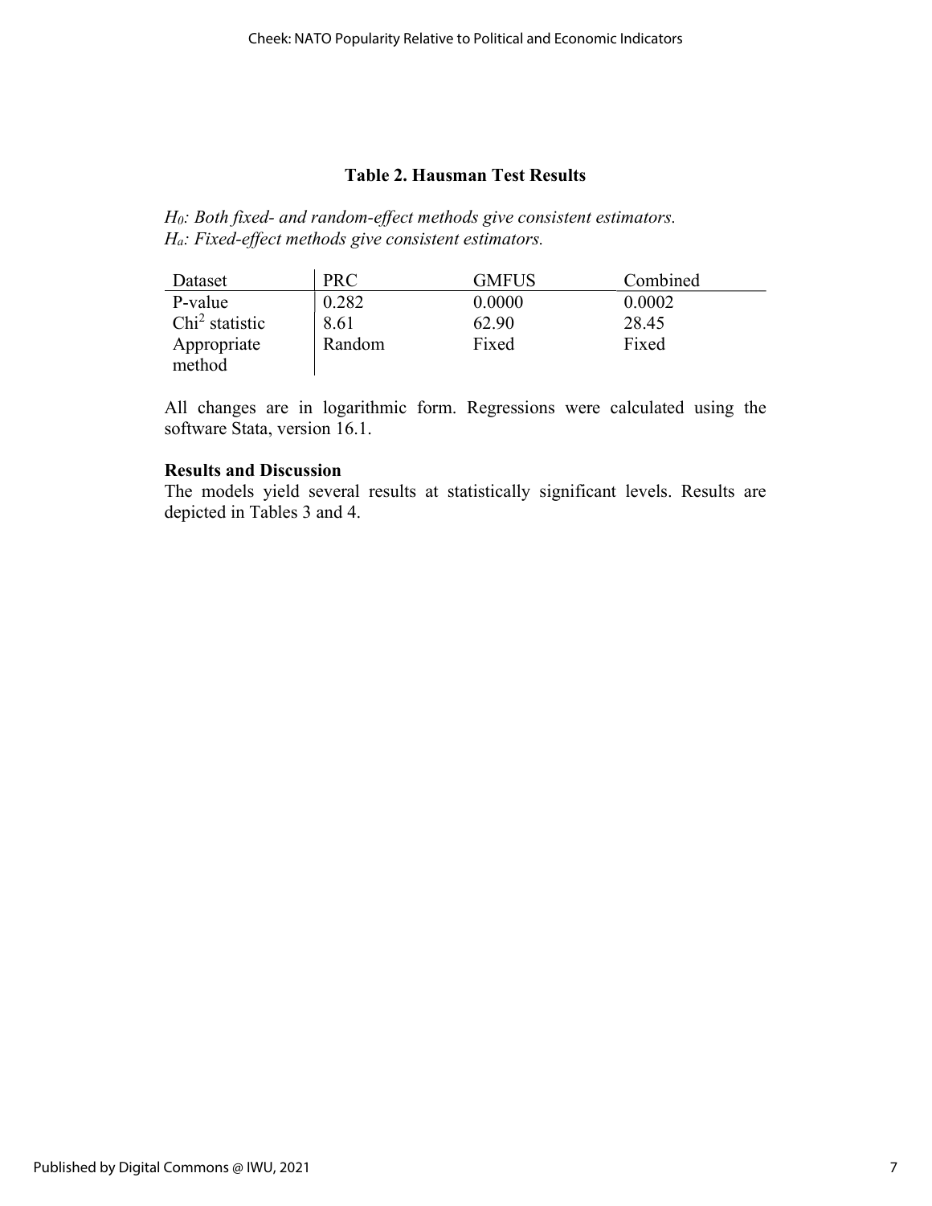**Table 2. Hausman Test Results**

*$H_0$: Both fixed- and random-effect methods give consistent estimators.*
*$H_a$: Fixed-effect methods give consistent estimators.*

| Dataset | PRC | GMFUS | Combined |
|---|---|---|---|
| P-value | 0.282 | 0.0000 | 0.0002 |
| $Chi^2$ statistic | 8.61 | 62.90 | 28.45 |
| Appropriate method | Random | Fixed | Fixed |

All changes are in logarithmic form. Regressions were calculated using the software Stata, version 16.1.

### Results and Discussion

The models yield several results at statistically significant levels. Results are depicted in Tables 3 and 4.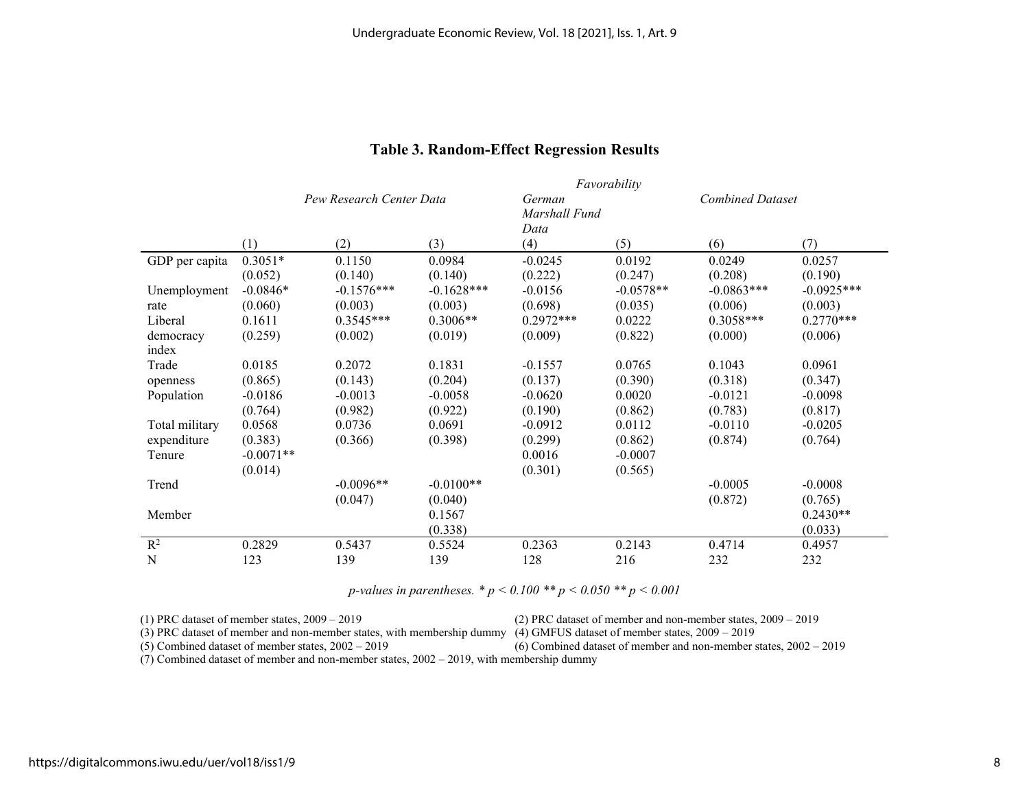**Table 3. Random-Effect Regression Results**

| | *Favorability* | | | | | | |
|---|---|---|---|---|---|---|---|
| | *Pew Research Center Data* | | | *German Marshall Fund Data* | | *Combined Dataset* | |
| | (1) | (2) | (3) | (4) | (5) | (6) | (7) |
| GDP per capita | 0.3051* | 0.1150 | 0.0984 | -0.0245 | 0.0192 | 0.0249 | 0.0257 |
| | (0.052) | (0.140) | (0.140) | (0.222) | (0.247) | (0.208) | (0.190) |
| Unemployment rate | -0.0846* | -0.1576*** | -0.1628*** | -0.0156 | -0.0578** | -0.0863*** | -0.0925*** |
| | (0.060) | (0.003) | (0.003) | (0.698) | (0.035) | (0.006) | (0.003) |
| Liberal democracy index | 0.1611 | 0.3545*** | 0.3006** | 0.2972*** | 0.0222 | 0.3058*** | 0.2770*** |
| | (0.259) | (0.002) | (0.019) | (0.009) | (0.822) | (0.000) | (0.006) |
| Trade openness | 0.0185 | 0.2072 | 0.1831 | -0.1557 | 0.0765 | 0.1043 | 0.0961 |
| | (0.865) | (0.143) | (0.204) | (0.137) | (0.390) | (0.318) | (0.347) |
| Population | -0.0186 | -0.0013 | -0.0058 | -0.0620 | 0.0020 | -0.0121 | -0.0098 |
| | (0.764) | (0.982) | (0.922) | (0.190) | (0.862) | (0.783) | (0.817) |
| Total military expenditure | 0.0568 | 0.0736 | 0.0691 | -0.0912 | 0.0112 | -0.0110 | -0.0205 |
| | (0.383) | (0.366) | (0.398) | (0.299) | (0.862) | (0.874) | (0.764) |
| Tenure | -0.0071** | | | 0.0016 | -0.0007 | | |
| | (0.014) | | | (0.301) | (0.565) | | |
| Trend | | -0.0096** | -0.0100** | | | -0.0005 | -0.0008 |
| | | (0.047) | (0.040) | | | (0.872) | (0.765) |
| Member | | | 0.1567 | | | | 0.2430** |
| | | | (0.338) | | | | (0.033) |
| $R^2$ | 0.2829 | 0.5437 | 0.5524 | 0.2363 | 0.2143 | 0.4714 | 0.4957 |
| N | 123 | 139 | 139 | 128 | 216 | 232 | 232 |

*p-values in parentheses. * $p < 0.100$ ** $p < 0.050$ ** $p < 0.001$*

(1) PRC dataset of member states, 2009 – 2019
(2) PRC dataset of member and non-member states, 2009 – 2019
(3) PRC dataset of member and non-member states, with membership dummy
(4) GMFUS dataset of member states, 2009 – 2019
(5) Combined dataset of member states, 2002 – 2019
(6) Combined dataset of member and non-member states, 2002 – 2019
(7) Combined dataset of member and non-member states, 2002 – 2019, with membership dummy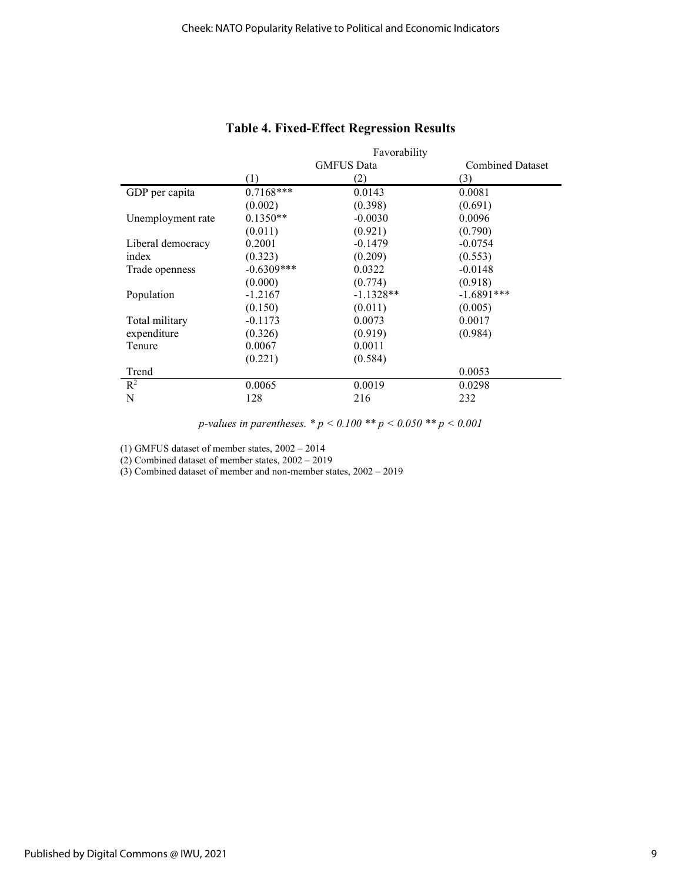**Table 4. Fixed-Effect Regression Results**

| | Favorability | | |
|---|---|---|---|
| | GMFUS Data | | Combined Dataset |
| | (1) | (2) | (3) |
| GDP per capita | 0.7168*** | 0.0143 | 0.0081 |
| | (0.002) | (0.398) | (0.691) |
| Unemployment rate | 0.1350** | -0.0030 | 0.0096 |
| | (0.011) | (0.921) | (0.790) |
| Liberal democracy index | 0.2001 | -0.1479 | -0.0754 |
| | (0.323) | (0.209) | (0.553) |
| Trade openness | -0.6309*** | 0.0322 | -0.0148 |
| | (0.000) | (0.774) | (0.918) |
| Population | -1.2167 | -1.1328** | -1.6891*** |
| | (0.150) | (0.011) | (0.005) |
| Total military expenditure | -0.1173 | 0.0073 | 0.0017 |
| | (0.326) | (0.919) | (0.984) |
| Tenure | 0.0067 | 0.0011 | |
| | (0.221) | (0.584) | |
| Trend | | | 0.0053 |
| $R^2$ | 0.0065 | 0.0019 | 0.0298 |
| N | 128 | 216 | 232 |

*p-values in parentheses. * p < 0.100 ** p < 0.050 ** p < 0.001*

(1) GMFUS dataset of member states, 2002 – 2014

(2) Combined dataset of member states, 2002 – 2019

(3) Combined dataset of member and non-member states, 2002 – 2019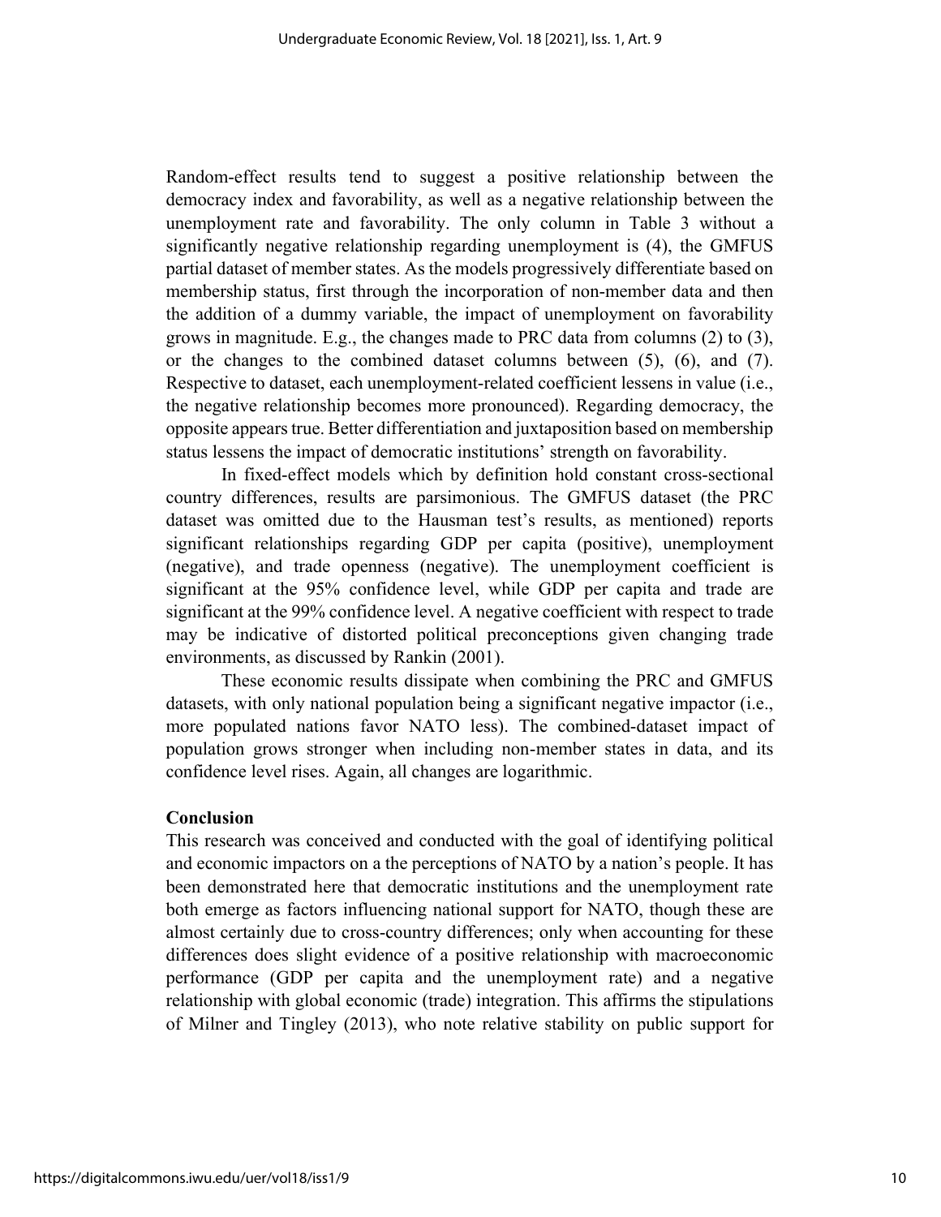Random-effect results tend to suggest a positive relationship between the democracy index and favorability, as well as a negative relationship between the unemployment rate and favorability. The only column in Table 3 without a significantly negative relationship regarding unemployment is (4), the GMFUS partial dataset of member states. As the models progressively differentiate based on membership status, first through the incorporation of non-member data and then the addition of a dummy variable, the impact of unemployment on favorability grows in magnitude. E.g., the changes made to PRC data from columns (2) to (3), or the changes to the combined dataset columns between (5), (6), and (7). Respective to dataset, each unemployment-related coefficient lessens in value (i.e., the negative relationship becomes more pronounced). Regarding democracy, the opposite appears true. Better differentiation and juxtaposition based on membership status lessens the impact of democratic institutions' strength on favorability.

In fixed-effect models which by definition hold constant cross-sectional country differences, results are parsimonious. The GMFUS dataset (the PRC dataset was omitted due to the Hausman test's results, as mentioned) reports significant relationships regarding GDP per capita (positive), unemployment (negative), and trade openness (negative). The unemployment coefficient is significant at the 95% confidence level, while GDP per capita and trade are significant at the 99% confidence level. A negative coefficient with respect to trade may be indicative of distorted political preconceptions given changing trade environments, as discussed by Rankin (2001).

These economic results dissipate when combining the PRC and GMFUS datasets, with only national population being a significant negative impactor (i.e., more populated nations favor NATO less). The combined-dataset impact of population grows stronger when including non-member states in data, and its confidence level rises. Again, all changes are logarithmic.

## Conclusion

This research was conceived and conducted with the goal of identifying political and economic impactors on a the perceptions of NATO by a nation's people. It has been demonstrated here that democratic institutions and the unemployment rate both emerge as factors influencing national support for NATO, though these are almost certainly due to cross-country differences; only when accounting for these differences does slight evidence of a positive relationship with macroeconomic performance (GDP per capita and the unemployment rate) and a negative relationship with global economic (trade) integration. This affirms the stipulations of Milner and Tingley (2013), who note relative stability on public support for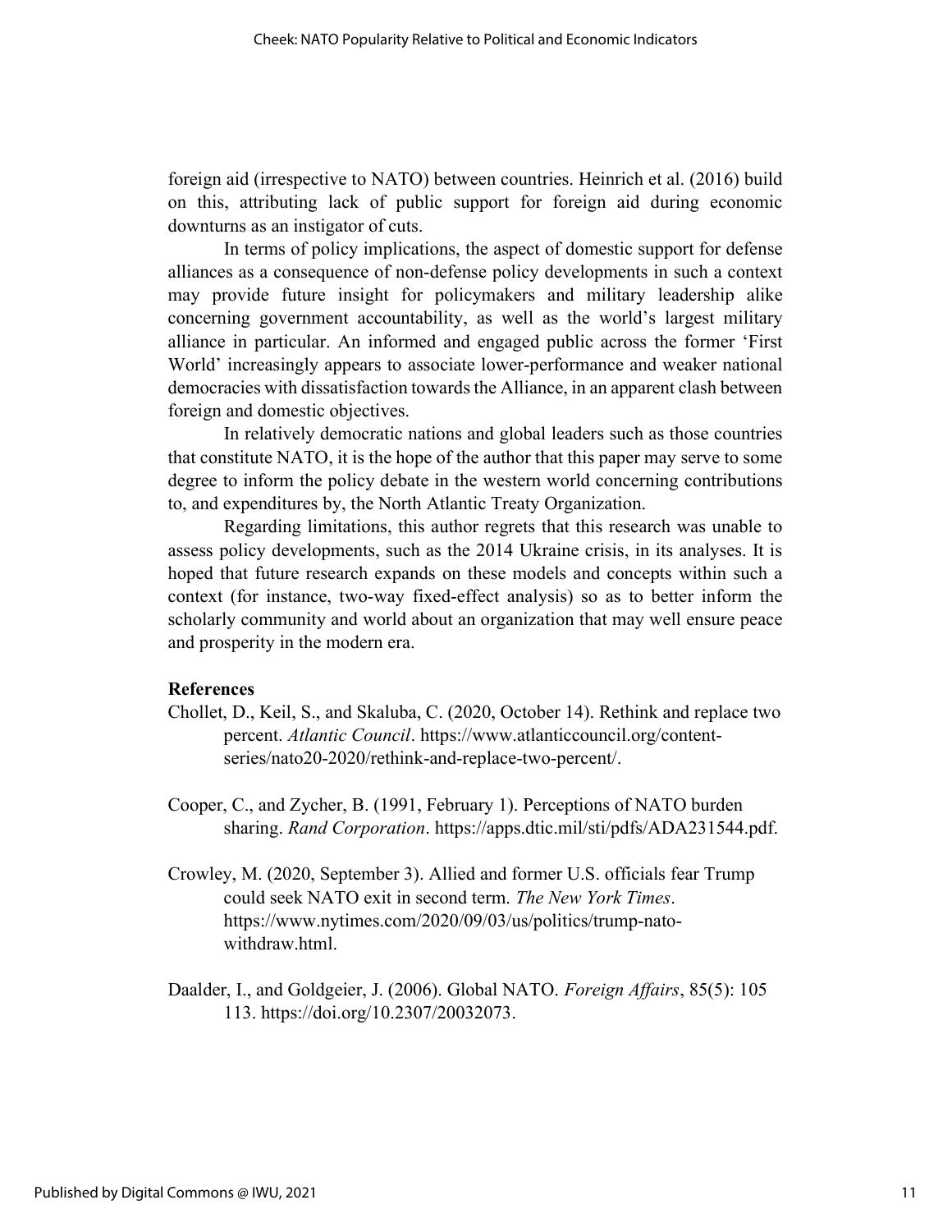foreign aid (irrespective to NATO) between countries. Heinrich et al. (2016) build on this, attributing lack of public support for foreign aid during economic downturns as an instigator of cuts.

In terms of policy implications, the aspect of domestic support for defense alliances as a consequence of non-defense policy developments in such a context may provide future insight for policymakers and military leadership alike concerning government accountability, as well as the world's largest military alliance in particular. An informed and engaged public across the former 'First World' increasingly appears to associate lower-performance and weaker national democracies with dissatisfaction towards the Alliance, in an apparent clash between foreign and domestic objectives.

In relatively democratic nations and global leaders such as those countries that constitute NATO, it is the hope of the author that this paper may serve to some degree to inform the policy debate in the western world concerning contributions to, and expenditures by, the North Atlantic Treaty Organization.

Regarding limitations, this author regrets that this research was unable to assess policy developments, such as the 2014 Ukraine crisis, in its analyses. It is hoped that future research expands on these models and concepts within such a context (for instance, two-way fixed-effect analysis) so as to better inform the scholarly community and world about an organization that may well ensure peace and prosperity in the modern era.

## References

Chollet, D., Keil, S., and Skaluba, C. (2020, October 14). Rethink and replace two percent. *Atlantic Council*. https://www.atlanticcouncil.org/content-series/nato20-2020/rethink-and-replace-two-percent/.

Cooper, C., and Zycher, B. (1991, February 1). Perceptions of NATO burden sharing. *Rand Corporation*. https://apps.dtic.mil/sti/pdfs/ADA231544.pdf.

Crowley, M. (2020, September 3). Allied and former U.S. officials fear Trump could seek NATO exit in second term. *The New York Times*. https://www.nytimes.com/2020/09/03/us/politics/trump-nato-withdraw.html.

Daalder, I., and Goldgeier, J. (2006). Global NATO. *Foreign Affairs*, 85(5): 105 113. https://doi.org/10.2307/20032073.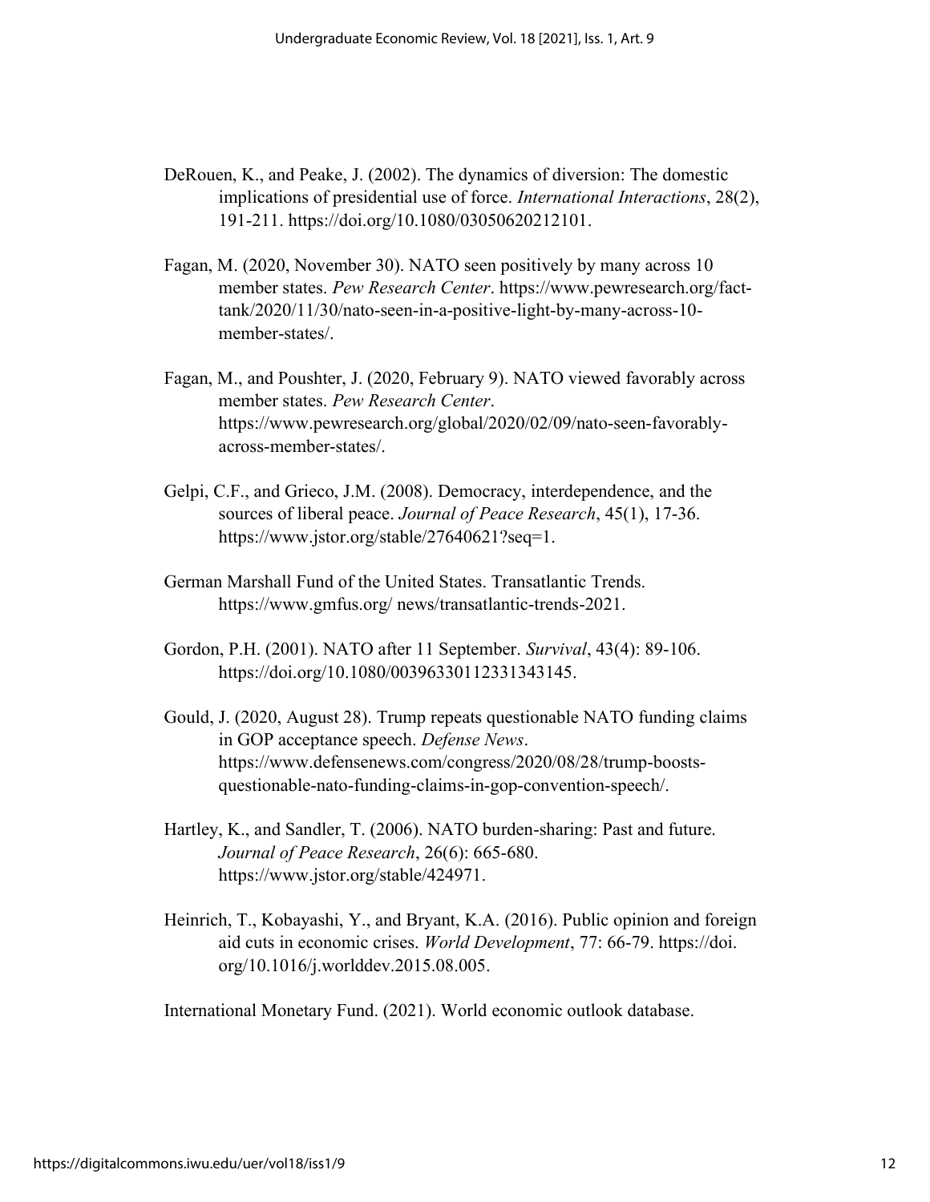DeRouen, K., and Peake, J. (2002). The dynamics of diversion: The domestic implications of presidential use of force. *International Interactions*, 28(2), 191-211. https://doi.org/10.1080/03050620212101.

Fagan, M. (2020, November 30). NATO seen positively by many across 10 member states. *Pew Research Center*. https://www.pewresearch.org/fact-tank/2020/11/30/nato-seen-in-a-positive-light-by-many-across-10-member-states/.

Fagan, M., and Poushter, J. (2020, February 9). NATO viewed favorably across member states. *Pew Research Center*. https://www.pewresearch.org/global/2020/02/09/nato-seen-favorably-across-member-states/.

Gelpi, C.F., and Grieco, J.M. (2008). Democracy, interdependence, and the sources of liberal peace. *Journal of Peace Research*, 45(1), 17-36. https://www.jstor.org/stable/27640621?seq=1.

German Marshall Fund of the United States. Transatlantic Trends. https://www.gmfus.org/ news/transatlantic-trends-2021.

Gordon, P.H. (2001). NATO after 11 September. *Survival*, 43(4): 89-106. https://doi.org/10.1080/00396330112331343145.

Gould, J. (2020, August 28). Trump repeats questionable NATO funding claims in GOP acceptance speech. *Defense News*. https://www.defensenews.com/congress/2020/08/28/trump-boosts-questionable-nato-funding-claims-in-gop-convention-speech/.

Hartley, K., and Sandler, T. (2006). NATO burden-sharing: Past and future. *Journal of Peace Research*, 26(6): 665-680. https://www.jstor.org/stable/424971.

Heinrich, T., Kobayashi, Y., and Bryant, K.A. (2016). Public opinion and foreign aid cuts in economic crises. *World Development*, 77: 66-79. https://doi.org/10.1016/j.worlddev.2015.08.005.

International Monetary Fund. (2021). World economic outlook database.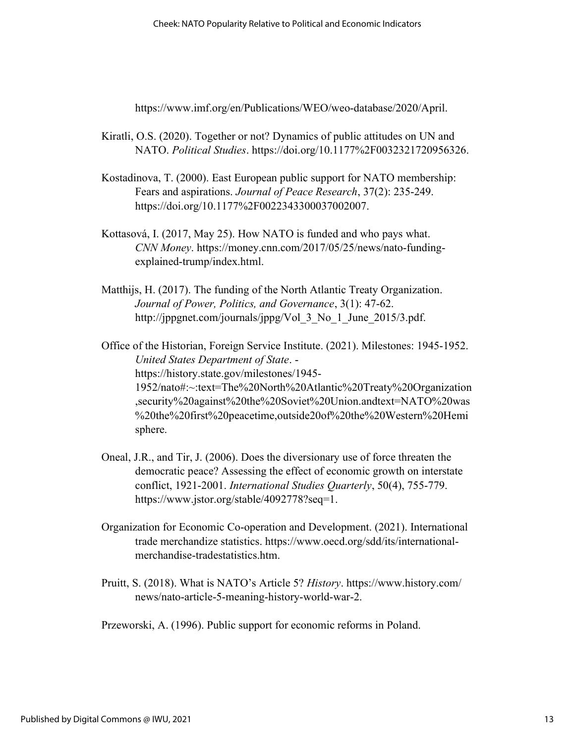https://www.imf.org/en/Publications/WEO/weo-database/2020/April.

Kiratli, O.S. (2020). Together or not? Dynamics of public attitudes on UN and NATO. *Political Studies*. https://doi.org/10.1177%2F0032321720956326.

Kostadinova, T. (2000). East European public support for NATO membership: Fears and aspirations. *Journal of Peace Research*, 37(2): 235-249. https://doi.org/10.1177%2F0022343300037002007.

Kottasová, I. (2017, May 25). How NATO is funded and who pays what. *CNN Money*. https://money.cnn.com/2017/05/25/news/nato-funding-explained-trump/index.html.

Matthijs, H. (2017). The funding of the North Atlantic Treaty Organization. *Journal of Power, Politics, and Governance*, 3(1): 47-62. http://jppgnet.com/journals/jppg/Vol_3_No_1_June_2015/3.pdf.

Office of the Historian, Foreign Service Institute. (2021). Milestones: 1945-1952. *United States Department of State*. - https://history.state.gov/milestones/1945-1952/nato#:~:text=The%20North%20Atlantic%20Treaty%20Organization,security%20against%20the%20Soviet%20Union.andtext=NATO%20was%20the%20first%20peacetime,outside20of%20the%20Western%20Hemisphere.

Oneal, J.R., and Tir, J. (2006). Does the diversionary use of force threaten the democratic peace? Assessing the effect of economic growth on interstate conflict, 1921-2001. *International Studies Quarterly*, 50(4), 755-779. https://www.jstor.org/stable/4092778?seq=1.

Organization for Economic Co-operation and Development. (2021). International trade merchandize statistics. https://www.oecd.org/sdd/its/international-merchandise-tradestatistics.htm.

Pruitt, S. (2018). What is NATO's Article 5? *History*. https://www.history.com/news/nato-article-5-meaning-history-world-war-2.

Przeworski, A. (1996). Public support for economic reforms in Poland.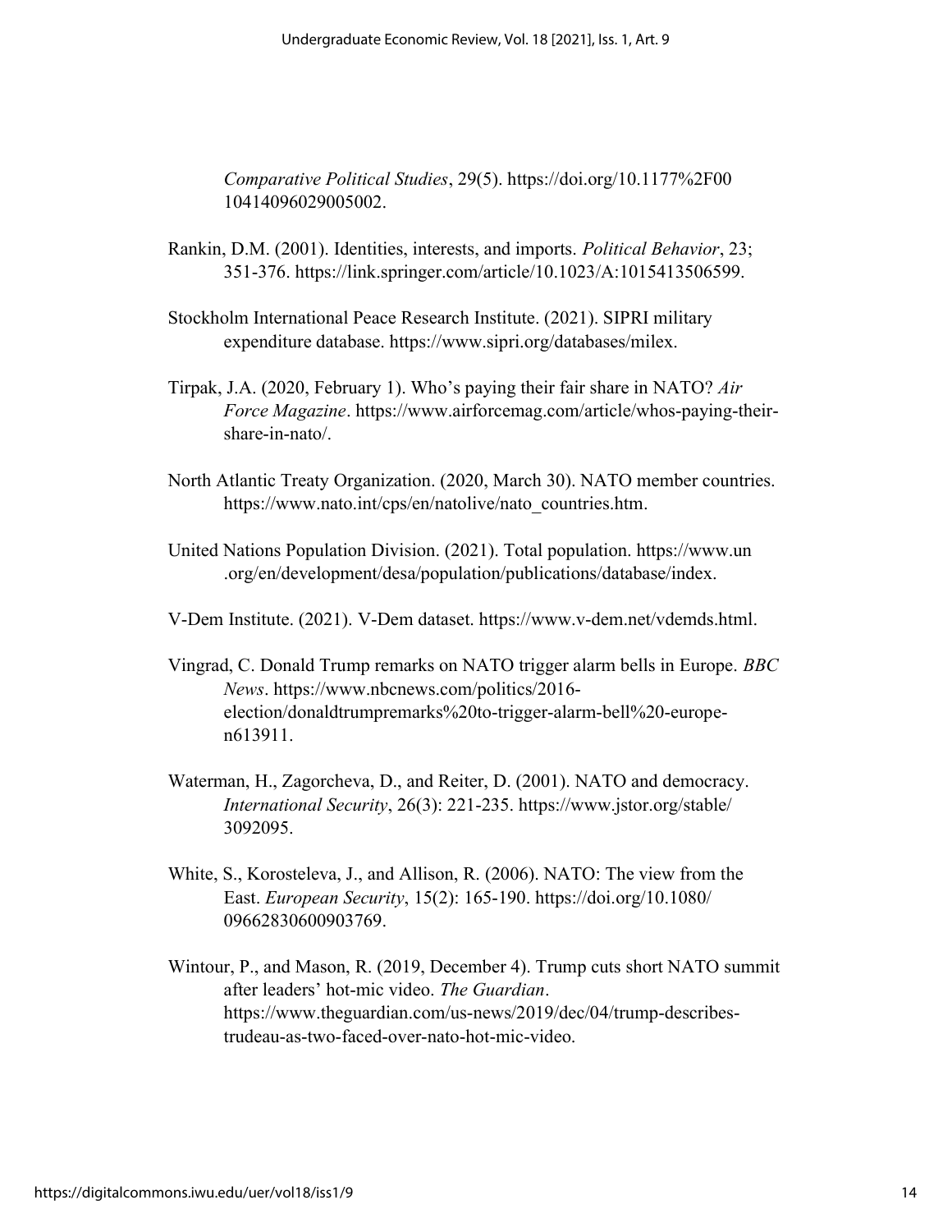*Comparative Political Studies*, 29(5). https://doi.org/10.1177%2F00 10414096029005002.

Rankin, D.M. (2001). Identities, interests, and imports. *Political Behavior*, 23; 351-376. https://link.springer.com/article/10.1023/A:1015413506599.

Stockholm International Peace Research Institute. (2021). SIPRI military expenditure database. https://www.sipri.org/databases/milex.

Tirpak, J.A. (2020, February 1). Who's paying their fair share in NATO? *Air Force Magazine*. https://www.airforcemag.com/article/whos-paying-their-share-in-nato/.

North Atlantic Treaty Organization. (2020, March 30). NATO member countries. https://www.nato.int/cps/en/natolive/nato_countries.htm.

United Nations Population Division. (2021). Total population. https://www.un .org/en/development/desa/population/publications/database/index.

V-Dem Institute. (2021). V-Dem dataset. https://www.v-dem.net/vdemds.html.

Vingrad, C. Donald Trump remarks on NATO trigger alarm bells in Europe. *BBC News*. https://www.nbcnews.com/politics/2016-election/donaldtrumpremarks%20to-trigger-alarm-bell%20-europe-n613911.

Waterman, H., Zagorcheva, D., and Reiter, D. (2001). NATO and democracy. *International Security*, 26(3): 221-235. https://www.jstor.org/stable/ 3092095.

White, S., Korosteleva, J., and Allison, R. (2006). NATO: The view from the East. *European Security*, 15(2): 165-190. https://doi.org/10.1080/ 09662830600903769.

Wintour, P., and Mason, R. (2019, December 4). Trump cuts short NATO summit after leaders' hot-mic video. *The Guardian*. https://www.theguardian.com/us-news/2019/dec/04/trump-describes-trudeau-as-two-faced-over-nato-hot-mic-video.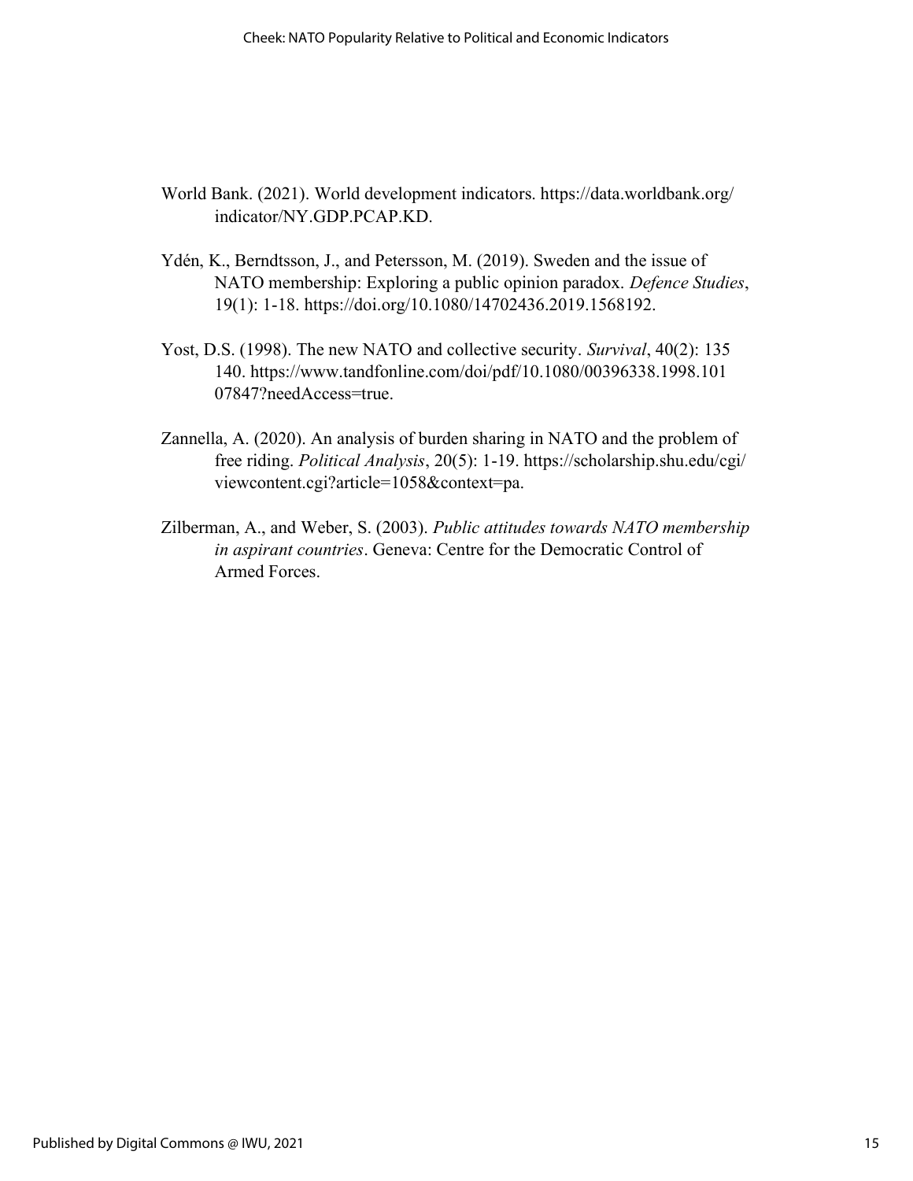World Bank. (2021). World development indicators. https://data.worldbank.org/indicator/NY.GDP.PCAP.KD.

Ydén, K., Berndtsson, J., and Petersson, M. (2019). Sweden and the issue of NATO membership: Exploring a public opinion paradox. *Defence Studies*, 19(1): 1-18. https://doi.org/10.1080/14702436.2019.1568192.

Yost, D.S. (1998). The new NATO and collective security. *Survival*, 40(2): 135 140. https://www.tandfonline.com/doi/pdf/10.1080/00396338.1998.10107847?needAccess=true.

Zannella, A. (2020). An analysis of burden sharing in NATO and the problem of free riding. *Political Analysis*, 20(5): 1-19. https://scholarship.shu.edu/cgi/viewcontent.cgi?article=1058&context=pa.

Zilberman, A., and Weber, S. (2003). *Public attitudes towards NATO membership in aspirant countries*. Geneva: Centre for the Democratic Control of Armed Forces.